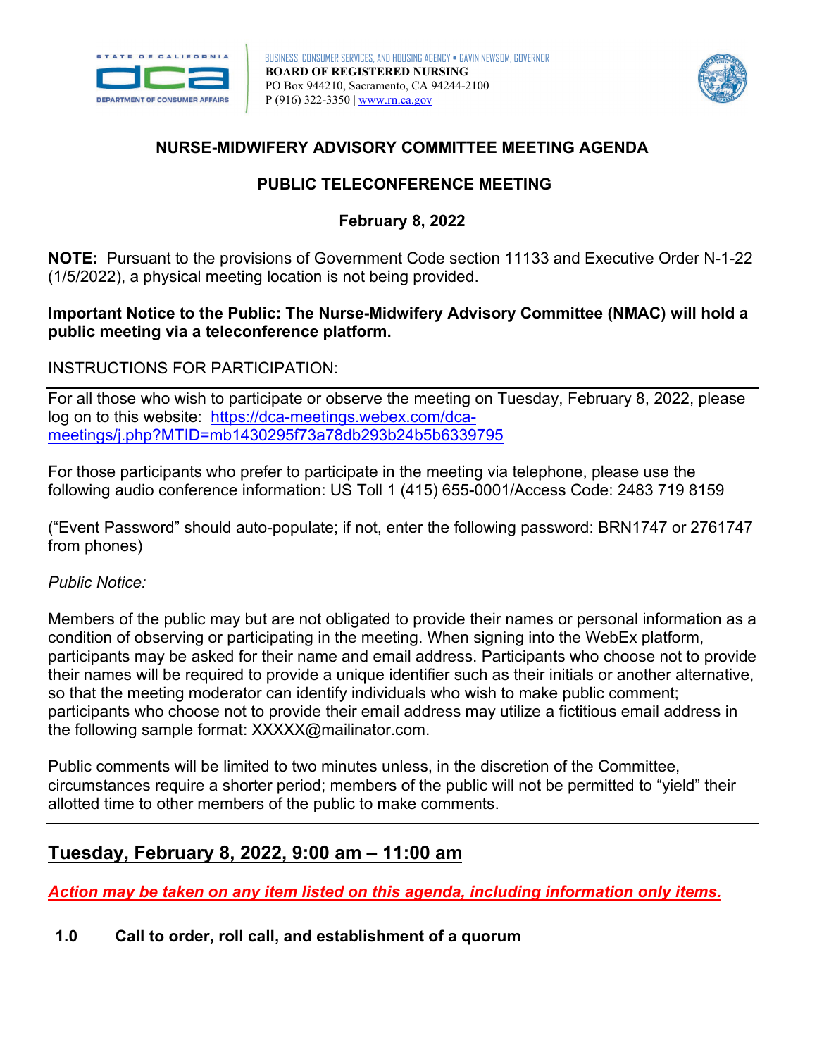STATE OF CALIFORNIA
DEPARTMENT OF CONSUMER AFFAIRS

BUSINESS, CONSUMER SERVICES, AND HOUSING AGENCY • GAVIN NEWSOM, GOVERNOR
**BOARD OF REGISTERED NURSING**
PO Box 944210, Sacramento, CA 94244-2100
P (916) 322-3350 | www.rn.ca.gov

## NURSE-MIDWIFERY ADVISORY COMMITTEE MEETING AGENDA

### PUBLIC TELECONFERENCE MEETING

### February 8, 2022

**NOTE:** Pursuant to the provisions of Government Code section 11133 and Executive Order N-1-22 (1/5/2022), a physical meeting location is not being provided.

**Important Notice to the Public: The Nurse-Midwifery Advisory Committee (NMAC) will hold a public meeting via a teleconference platform.**

INSTRUCTIONS FOR PARTICIPATION:

---

For all those who wish to participate or observe the meeting on Tuesday, February 8, 2022, please log on to this website: https://dca-meetings.webex.com/dca-meetings/j.php?MTID=mb1430295f73a78db293b24b5b6339795

For those participants who prefer to participate in the meeting via telephone, please use the following audio conference information: US Toll 1 (415) 655-0001/Access Code: 2483 719 8159

("Event Password" should auto-populate; if not, enter the following password: BRN1747 or 2761747 from phones)

*Public Notice:*

Members of the public may but are not obligated to provide their names or personal information as a condition of observing or participating in the meeting. When signing into the WebEx platform, participants may be asked for their name and email address. Participants who choose not to provide their names will be required to provide a unique identifier such as their initials or another alternative, so that the meeting moderator can identify individuals who wish to make public comment; participants who choose not to provide their email address may utilize a fictitious email address in the following sample format: XXXXX@mailinator.com.

Public comments will be limited to two minutes unless, in the discretion of the Committee, circumstances require a shorter period; members of the public will not be permitted to "yield" their allotted time to other members of the public to make comments.

---

## Tuesday, February 8, 2022, 9:00 am – 11:00 am

***Action may be taken on any item listed on this agenda, including information only items.***

**1.0 Call to order, roll call, and establishment of a quorum**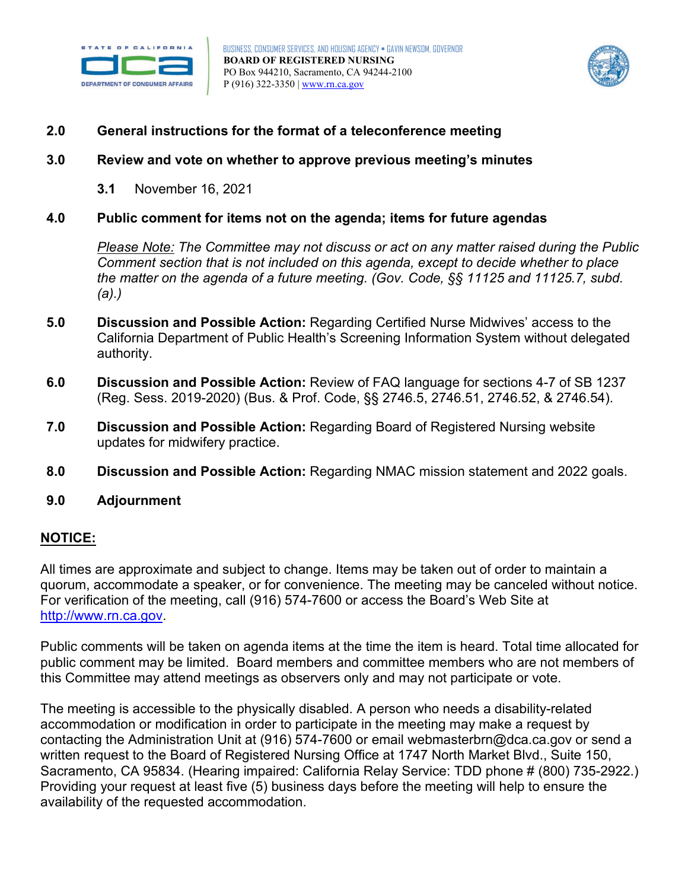**2.0 General instructions for the format of a teleconference meeting**

**3.0 Review and vote on whether to approve previous meeting's minutes**

**3.1** November 16, 2021

**4.0 Public comment for items not on the agenda; items for future agendas**

*Please Note: The Committee may not discuss or act on any matter raised during the Public Comment section that is not included on this agenda, except to decide whether to place the matter on the agenda of a future meeting. (Gov. Code, §§ 11125 and 11125.7, subd. (a).)*

**5.0 Discussion and Possible Action:** Regarding Certified Nurse Midwives' access to the California Department of Public Health's Screening Information System without delegated authority.

**6.0 Discussion and Possible Action:** Review of FAQ language for sections 4-7 of SB 1237 (Reg. Sess. 2019-2020) (Bus. & Prof. Code, §§ 2746.5, 2746.51, 2746.52, & 2746.54).

**7.0 Discussion and Possible Action:** Regarding Board of Registered Nursing website updates for midwifery practice.

**8.0 Discussion and Possible Action:** Regarding NMAC mission statement and 2022 goals.

**9.0 Adjournment**

**NOTICE:**

All times are approximate and subject to change. Items may be taken out of order to maintain a quorum, accommodate a speaker, or for convenience. The meeting may be canceled without notice. For verification of the meeting, call (916) 574-7600 or access the Board's Web Site at http://www.rn.ca.gov.

Public comments will be taken on agenda items at the time the item is heard. Total time allocated for public comment may be limited. Board members and committee members who are not members of this Committee may attend meetings as observers only and may not participate or vote.

The meeting is accessible to the physically disabled. A person who needs a disability-related accommodation or modification in order to participate in the meeting may make a request by contacting the Administration Unit at (916) 574-7600 or email webmasterbrn@dca.ca.gov or send a written request to the Board of Registered Nursing Office at 1747 North Market Blvd., Suite 150, Sacramento, CA 95834. (Hearing impaired: California Relay Service: TDD phone # (800) 735-2922.) Providing your request at least five (5) business days before the meeting will help to ensure the availability of the requested accommodation.